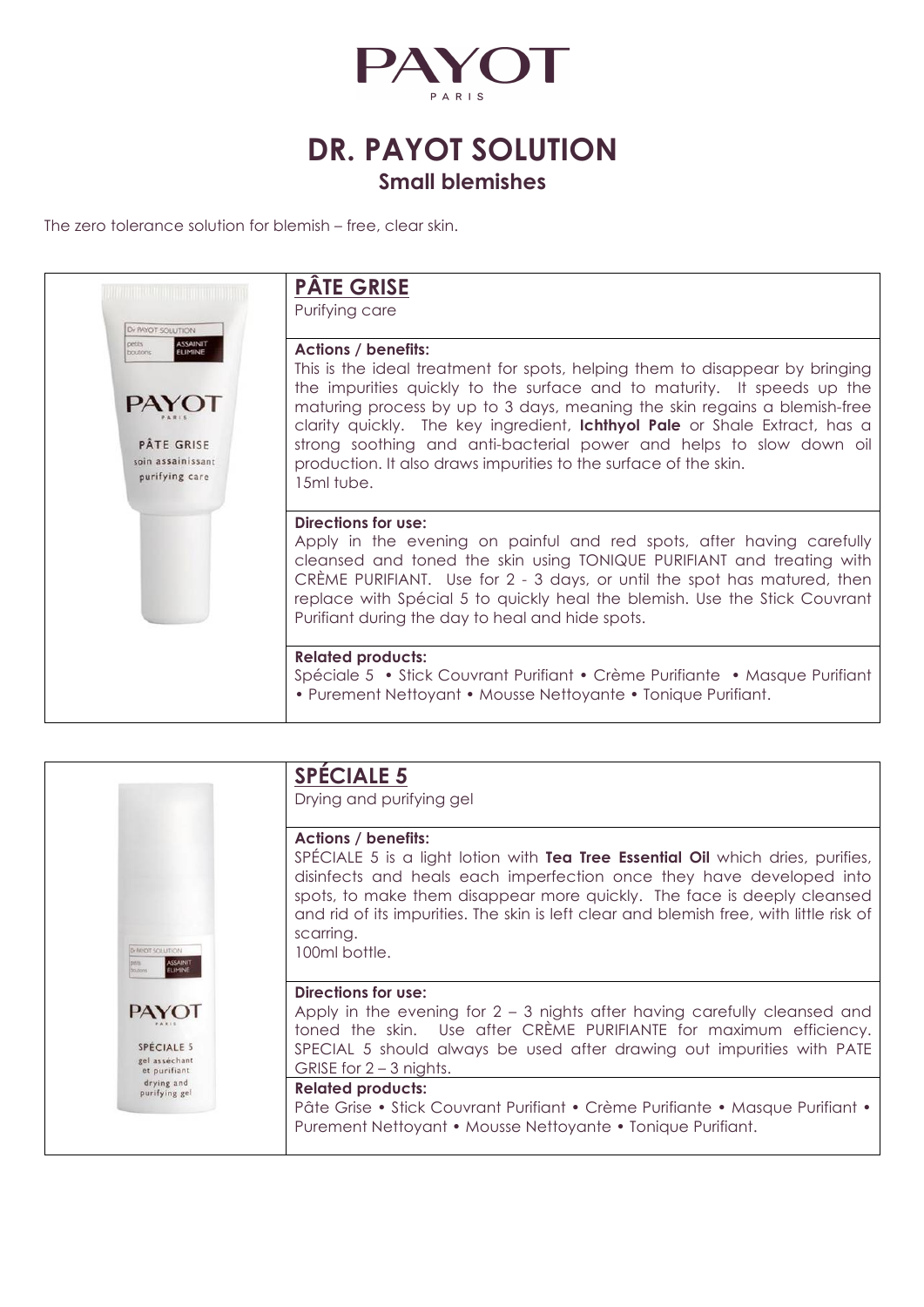PAYOT
PARIS

# DR. PAYOT SOLUTION

## Small blemishes

The zero tolerance solution for blemish – free, clear skin.

## PÂTE GRISE

Purifying care

**Actions / benefits:**
This is the ideal treatment for spots, helping them to disappear by bringing the impurities quickly to the surface and to maturity. It speeds up the maturing process by up to 3 days, meaning the skin regains a blemish-free clarity quickly. The key ingredient, **Ichthyol Pale** or Shale Extract, has a strong soothing and anti-bacterial power and helps to slow down oil production. It also draws impurities to the surface of the skin.
15ml tube.

**Directions for use:**
Apply in the evening on painful and red spots, after having carefully cleansed and toned the skin using TONIQUE PURIFIANT and treating with CRÈME PURIFIANT. Use for 2 - 3 days, or until the spot has matured, then replace with Spécial 5 to quickly heal the blemish. Use the Stick Couvrant Purifiant during the day to heal and hide spots.

**Related products:**
Spéciale 5 • Stick Couvrant Purifiant • Crème Purifiante • Masque Purifiant • Purement Nettoyant • Mousse Nettoyante • Tonique Purifiant.

## SPÉCIALE 5

Drying and purifying gel

**Actions / benefits:**
SPÉCIALE 5 is a light lotion with **Tea Tree Essential Oil** which dries, purifies, disinfects and heals each imperfection once they have developed into spots, to make them disappear more quickly. The face is deeply cleansed and rid of its impurities. The skin is left clear and blemish free, with little risk of scarring.
100ml bottle.

**Directions for use:**
Apply in the evening for 2 – 3 nights after having carefully cleansed and toned the skin. Use after CRÈME PURIFIANTE for maximum efficiency. SPECIAL 5 should always be used after drawing out impurities with PATE GRISE for 2 – 3 nights.

**Related products:**
Pâte Grise • Stick Couvrant Purifiant • Crème Purifiante • Masque Purifiant • Purement Nettoyant • Mousse Nettoyante • Tonique Purifiant.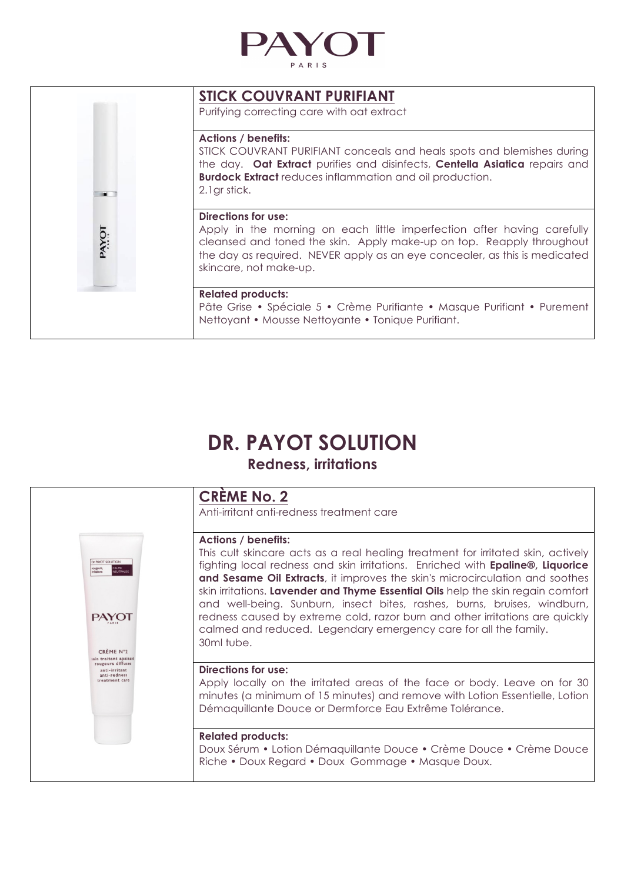# PAYOT
PARIS

## STICK COUVRANT PURIFIANT

Purifying correcting care with oat extract

**Actions / benefits:**
STICK COUVRANT PURIFIANT conceals and heals spots and blemishes during the day. **Oat Extract** purifies and disinfects, **Centella Asiatica** repairs and **Burdock Extract** reduces inflammation and oil production.
2.1gr stick.

**Directions for use:**
Apply in the morning on each little imperfection after having carefully cleansed and toned the skin. Apply make-up on top. Reapply throughout the day as required. NEVER apply as an eye concealer, as this is medicated skincare, not make-up.

**Related products:**
Pâte Grise • Spéciale 5 • Crème Purifiante • Masque Purifiant • Purement Nettoyant • Mousse Nettoyante • Tonique Purifiant.

# DR. PAYOT SOLUTION

### Redness, irritations

## CRÈME No. 2

Anti-irritant anti-redness treatment care

**Actions / benefits:**
This cult skincare acts as a real healing treatment for irritated skin, actively fighting local redness and skin irritations. Enriched with **Epaline®, Liquorice and Sesame Oil Extracts**, it improves the skin's microcirculation and soothes skin irritations. **Lavender and Thyme Essential Oils** help the skin regain comfort and well-being. Sunburn, insect bites, rashes, burns, bruises, windburn, redness caused by extreme cold, razor burn and other irritations are quickly calmed and reduced. Legendary emergency care for all the family.
30ml tube.

**Directions for use:**
Apply locally on the irritated areas of the face or body. Leave on for 30 minutes (a minimum of 15 minutes) and remove with Lotion Essentielle, Lotion Démaquillante Douce or Dermforce Eau Extrême Tolérance.

**Related products:**
Doux Sérum • Lotion Démaquillante Douce • Crème Douce • Crème Douce Riche • Doux Regard • Doux Gommage • Masque Doux.